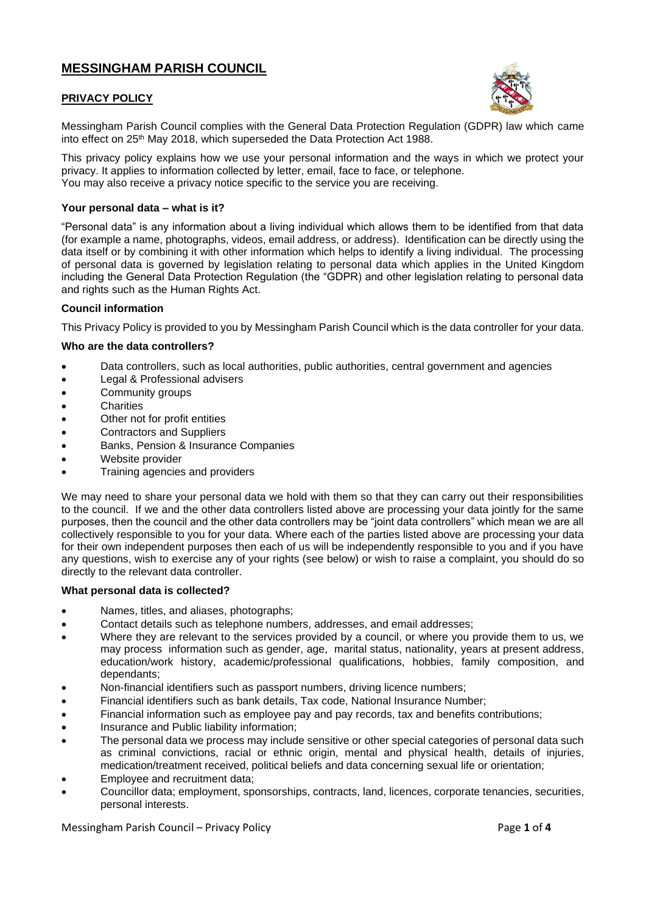# MESSINGHAM PARISH COUNCIL

## PRIVACY POLICY

Messingham Parish Council complies with the General Data Protection Regulation (GDPR) law which came into effect on 25th May 2018, which superseded the Data Protection Act 1988.

This privacy policy explains how we use your personal information and the ways in which we protect your privacy. It applies to information collected by letter, email, face to face, or telephone.
You may also receive a privacy notice specific to the service you are receiving.

### Your personal data – what is it?

"Personal data" is any information about a living individual which allows them to be identified from that data (for example a name, photographs, videos, email address, or address). Identification can be directly using the data itself or by combining it with other information which helps to identify a living individual. The processing of personal data is governed by legislation relating to personal data which applies in the United Kingdom including the General Data Protection Regulation (the "GDPR) and other legislation relating to personal data and rights such as the Human Rights Act.

### Council information

This Privacy Policy is provided to you by Messingham Parish Council which is the data controller for your data.

### Who are the data controllers?

- Data controllers, such as local authorities, public authorities, central government and agencies
- Legal & Professional advisers
- Community groups
- Charities
- Other not for profit entities
- Contractors and Suppliers
- Banks, Pension & Insurance Companies
- Website provider
- Training agencies and providers

We may need to share your personal data we hold with them so that they can carry out their responsibilities to the council. If we and the other data controllers listed above are processing your data jointly for the same purposes, then the council and the other data controllers may be "joint data controllers" which mean we are all collectively responsible to you for your data. Where each of the parties listed above are processing your data for their own independent purposes then each of us will be independently responsible to you and if you have any questions, wish to exercise any of your rights (see below) or wish to raise a complaint, you should do so directly to the relevant data controller.

### What personal data is collected?

- Names, titles, and aliases, photographs;
- Contact details such as telephone numbers, addresses, and email addresses;
- Where they are relevant to the services provided by a council, or where you provide them to us, we may process information such as gender, age, marital status, nationality, years at present address, education/work history, academic/professional qualifications, hobbies, family composition, and dependants;
- Non-financial identifiers such as passport numbers, driving licence numbers;
- Financial identifiers such as bank details, Tax code, National Insurance Number;
- Financial information such as employee pay and pay records, tax and benefits contributions;
- Insurance and Public liability information;
- The personal data we process may include sensitive or other special categories of personal data such as criminal convictions, racial or ethnic origin, mental and physical health, details of injuries, medication/treatment received, political beliefs and data concerning sexual life or orientation;
- Employee and recruitment data;
- Councillor data; employment, sponsorships, contracts, land, licences, corporate tenancies, securities, personal interests.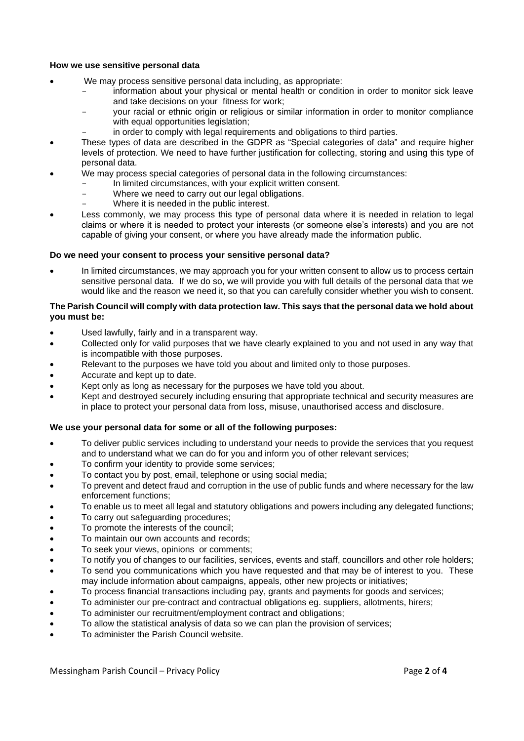**How we use sensitive personal data**

- We may process sensitive personal data including, as appropriate:
  - information about your physical or mental health or condition in order to monitor sick leave and take decisions on your fitness for work;
  - your racial or ethnic origin or religious or similar information in order to monitor compliance with equal opportunities legislation;
  - in order to comply with legal requirements and obligations to third parties.
- These types of data are described in the GDPR as "Special categories of data" and require higher levels of protection. We need to have further justification for collecting, storing and using this type of personal data.
- We may process special categories of personal data in the following circumstances:
  - In limited circumstances, with your explicit written consent.
  - Where we need to carry out our legal obligations.
  - Where it is needed in the public interest.
- Less commonly, we may process this type of personal data where it is needed in relation to legal claims or where it is needed to protect your interests (or someone else's interests) and you are not capable of giving your consent, or where you have already made the information public.

**Do we need your consent to process your sensitive personal data?**

- In limited circumstances, we may approach you for your written consent to allow us to process certain sensitive personal data. If we do so, we will provide you with full details of the personal data that we would like and the reason we need it, so that you can carefully consider whether you wish to consent.

**The Parish Council will comply with data protection law. This says that the personal data we hold about you must be:**

- Used lawfully, fairly and in a transparent way.
- Collected only for valid purposes that we have clearly explained to you and not used in any way that is incompatible with those purposes.
- Relevant to the purposes we have told you about and limited only to those purposes.
- Accurate and kept up to date.
- Kept only as long as necessary for the purposes we have told you about.
- Kept and destroyed securely including ensuring that appropriate technical and security measures are in place to protect your personal data from loss, misuse, unauthorised access and disclosure.

**We use your personal data for some or all of the following purposes:**

- To deliver public services including to understand your needs to provide the services that you request and to understand what we can do for you and inform you of other relevant services;
- To confirm your identity to provide some services;
- To contact you by post, email, telephone or using social media;
- To prevent and detect fraud and corruption in the use of public funds and where necessary for the law enforcement functions;
- To enable us to meet all legal and statutory obligations and powers including any delegated functions;
- To carry out safeguarding procedures;
- To promote the interests of the council;
- To maintain our own accounts and records;
- To seek your views, opinions or comments;
- To notify you of changes to our facilities, services, events and staff, councillors and other role holders;
- To send you communications which you have requested and that may be of interest to you. These may include information about campaigns, appeals, other new projects or initiatives;
- To process financial transactions including pay, grants and payments for goods and services;
- To administer our pre-contract and contractual obligations eg. suppliers, allotments, hirers;
- To administer our recruitment/employment contract and obligations;
- To allow the statistical analysis of data so we can plan the provision of services;
- To administer the Parish Council website.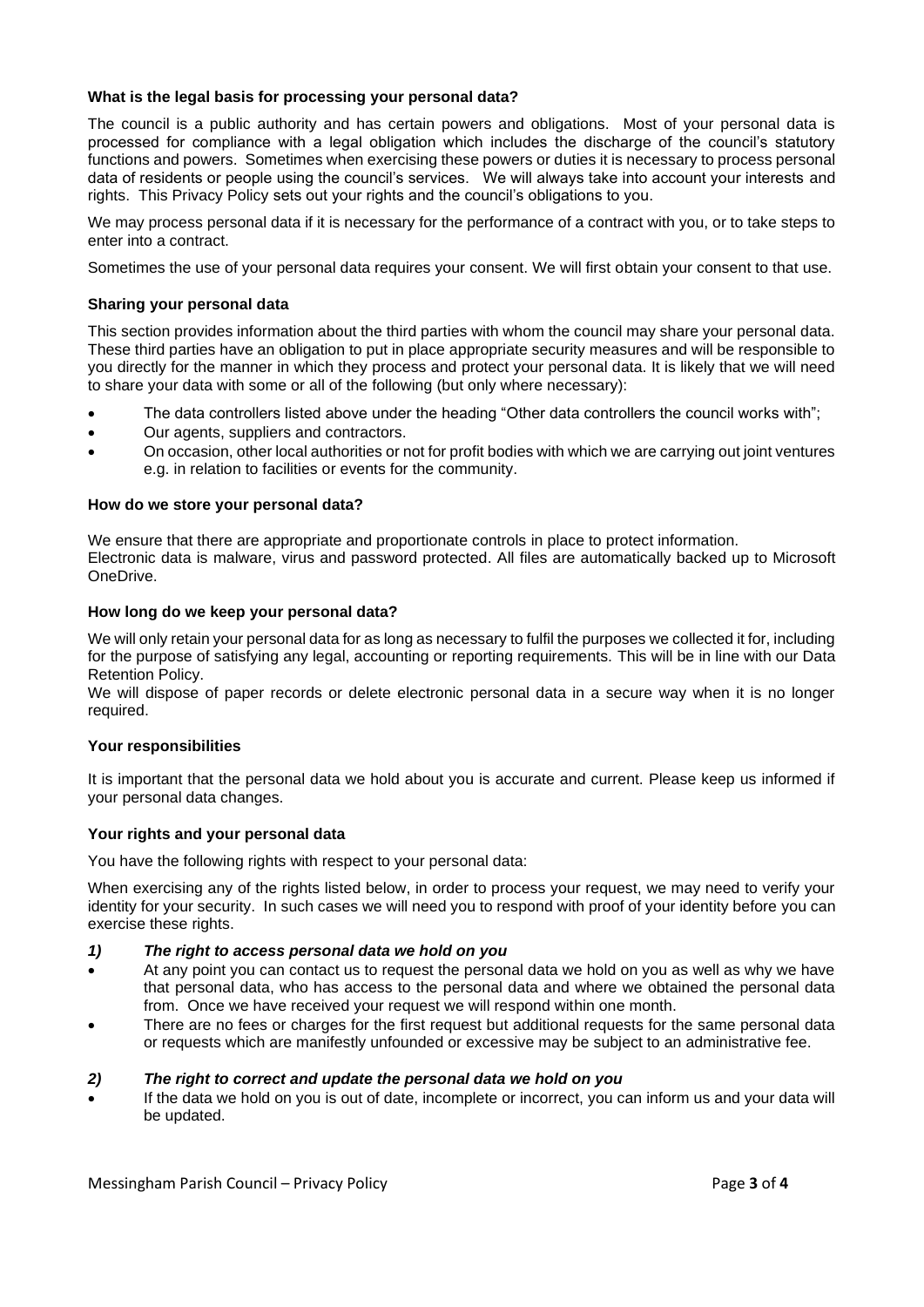### What is the legal basis for processing your personal data?

The council is a public authority and has certain powers and obligations. Most of your personal data is processed for compliance with a legal obligation which includes the discharge of the council's statutory functions and powers. Sometimes when exercising these powers or duties it is necessary to process personal data of residents or people using the council's services. We will always take into account your interests and rights. This Privacy Policy sets out your rights and the council's obligations to you.

We may process personal data if it is necessary for the performance of a contract with you, or to take steps to enter into a contract.

Sometimes the use of your personal data requires your consent. We will first obtain your consent to that use.

### Sharing your personal data

This section provides information about the third parties with whom the council may share your personal data. These third parties have an obligation to put in place appropriate security measures and will be responsible to you directly for the manner in which they process and protect your personal data. It is likely that we will need to share your data with some or all of the following (but only where necessary):

- The data controllers listed above under the heading "Other data controllers the council works with";
- Our agents, suppliers and contractors.
- On occasion, other local authorities or not for profit bodies with which we are carrying out joint ventures e.g. in relation to facilities or events for the community.

### How do we store your personal data?

We ensure that there are appropriate and proportionate controls in place to protect information.
Electronic data is malware, virus and password protected. All files are automatically backed up to Microsoft OneDrive.

### How long do we keep your personal data?

We will only retain your personal data for as long as necessary to fulfil the purposes we collected it for, including for the purpose of satisfying any legal, accounting or reporting requirements. This will be in line with our Data Retention Policy.
We will dispose of paper records or delete electronic personal data in a secure way when it is no longer required.

### Your responsibilities

It is important that the personal data we hold about you is accurate and current. Please keep us informed if your personal data changes.

### Your rights and your personal data

You have the following rights with respect to your personal data:

When exercising any of the rights listed below, in order to process your request, we may need to verify your identity for your security. In such cases we will need you to respond with proof of your identity before you can exercise these rights.

#### *1) The right to access personal data we hold on you*

- At any point you can contact us to request the personal data we hold on you as well as why we have that personal data, who has access to the personal data and where we obtained the personal data from. Once we have received your request we will respond within one month.
- There are no fees or charges for the first request but additional requests for the same personal data or requests which are manifestly unfounded or excessive may be subject to an administrative fee.

#### *2) The right to correct and update the personal data we hold on you*

- If the data we hold on you is out of date, incomplete or incorrect, you can inform us and your data will be updated.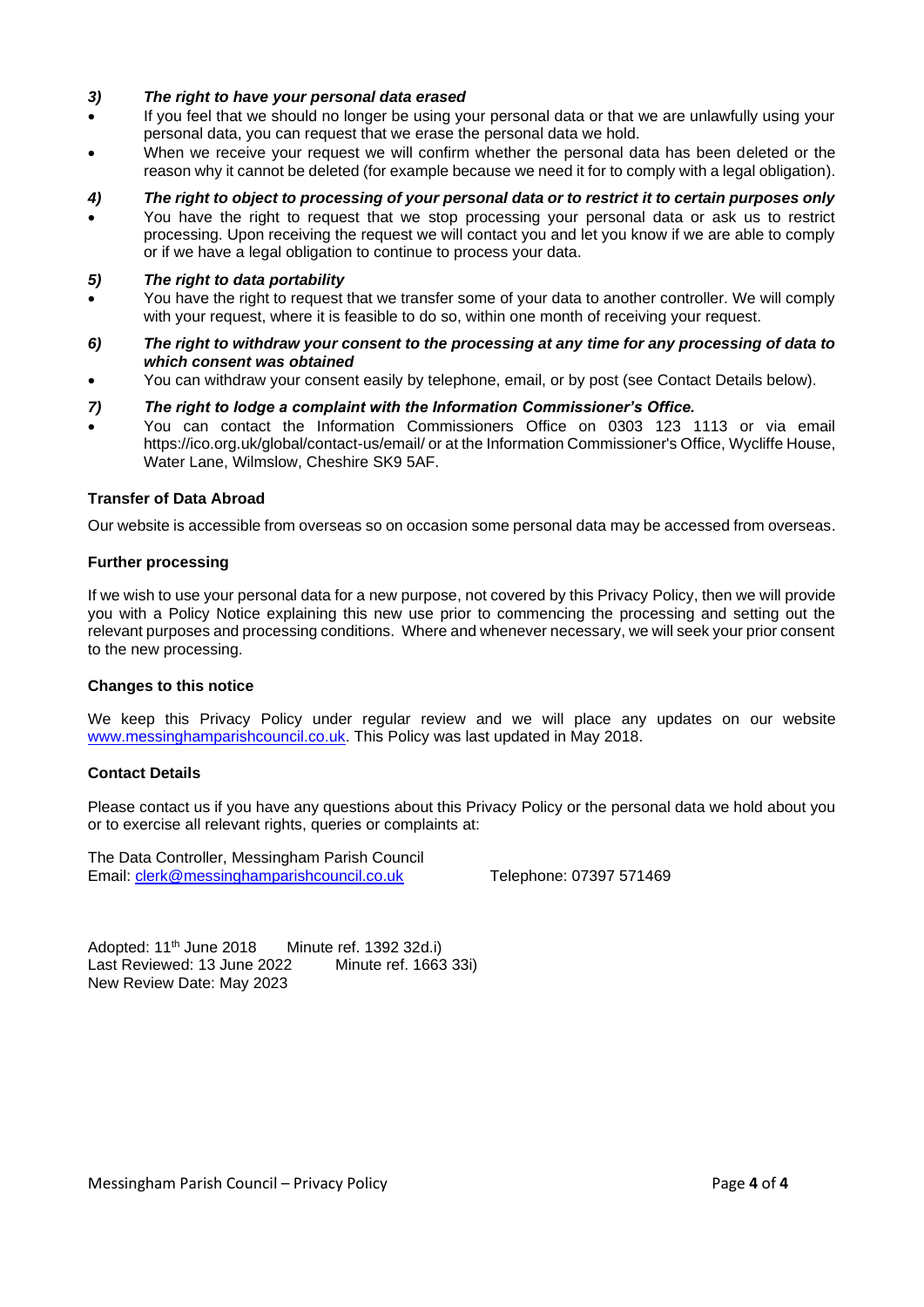### *3) The right to have your personal data erased*

- If you feel that we should no longer be using your personal data or that we are unlawfully using your personal data, you can request that we erase the personal data we hold.
- When we receive your request we will confirm whether the personal data has been deleted or the reason why it cannot be deleted (for example because we need it for to comply with a legal obligation).

### *4) The right to object to processing of your personal data or to restrict it to certain purposes only*

- You have the right to request that we stop processing your personal data or ask us to restrict processing. Upon receiving the request we will contact you and let you know if we are able to comply or if we have a legal obligation to continue to process your data.

### *5) The right to data portability*

- You have the right to request that we transfer some of your data to another controller. We will comply with your request, where it is feasible to do so, within one month of receiving your request.

### *6) The right to withdraw your consent to the processing at any time for any processing of data to which consent was obtained*

- You can withdraw your consent easily by telephone, email, or by post (see Contact Details below).

### *7) The right to lodge a complaint with the Information Commissioner's Office.*

- You can contact the Information Commissioners Office on 0303 123 1113 or via email https://ico.org.uk/global/contact-us/email/ or at the Information Commissioner's Office, Wycliffe House, Water Lane, Wilmslow, Cheshire SK9 5AF.

**Transfer of Data Abroad**

Our website is accessible from overseas so on occasion some personal data may be accessed from overseas.

**Further processing**

If we wish to use your personal data for a new purpose, not covered by this Privacy Policy, then we will provide you with a Policy Notice explaining this new use prior to commencing the processing and setting out the relevant purposes and processing conditions. Where and whenever necessary, we will seek your prior consent to the new processing.

**Changes to this notice**

We keep this Privacy Policy under regular review and we will place any updates on our website www.messinghamparishcouncil.co.uk. This Policy was last updated in May 2018.

**Contact Details**

Please contact us if you have any questions about this Privacy Policy or the personal data we hold about you or to exercise all relevant rights, queries or complaints at:

The Data Controller, Messingham Parish Council
Email: clerk@messinghamparishcouncil.co.uk     Telephone: 07397 571469

Adopted: 11th June 2018     Minute ref. 1392 32d.i)
Last Reviewed: 13 June 2022     Minute ref. 1663 33i)
New Review Date: May 2023